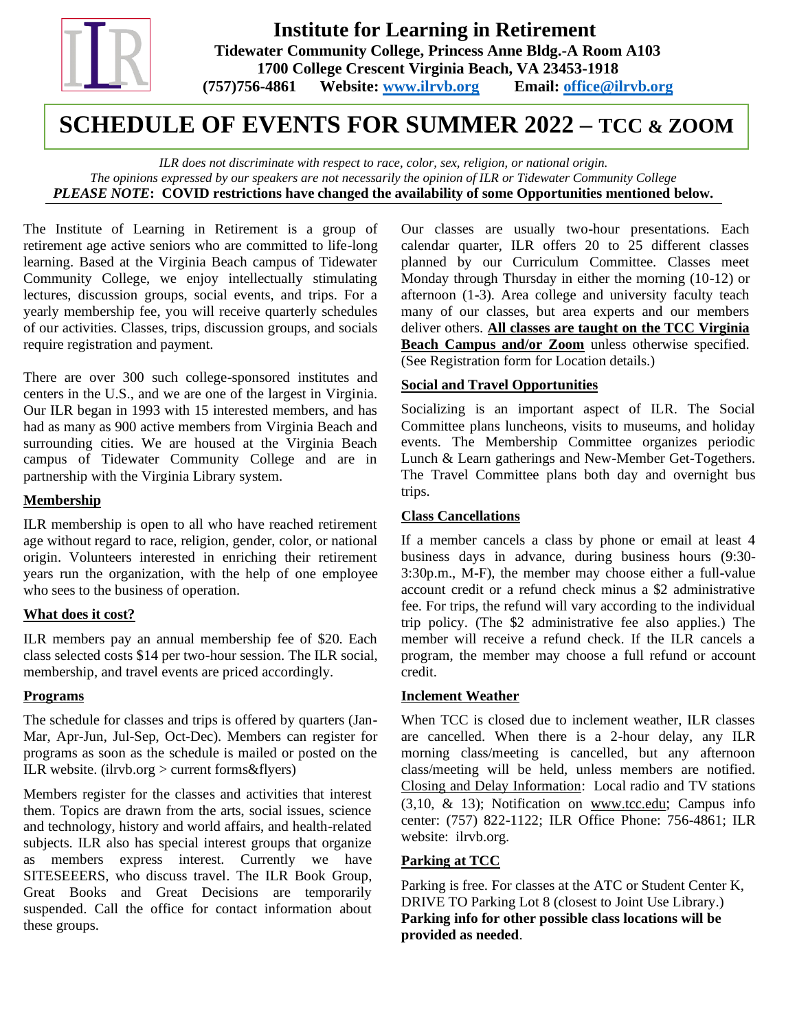# Institute for Learning in Retirement

**Tidewater Community College, Princess Anne Bldg.-A Room A103**
**1700 College Crescent Virginia Beach, VA 23453-1918**
**(757)756-4861 Website: [www.ilrvb.org](www.ilrvb.org) Email: [office@ilrvb.org](mailto:office@ilrvb.org)**

# SCHEDULE OF EVENTS FOR SUMMER 2022 – TCC & ZOOM

*ILR does not discriminate with respect to race, color, sex, religion, or national origin.*
*The opinions expressed by our speakers are not necessarily the opinion of ILR or Tidewater Community College*
***PLEASE NOTE*: COVID restrictions have changed the availability of some Opportunities mentioned below.**

The Institute of Learning in Retirement is a group of retirement age active seniors who are committed to life-long learning. Based at the Virginia Beach campus of Tidewater Community College, we enjoy intellectually stimulating lectures, discussion groups, social events, and trips. For a yearly membership fee, you will receive quarterly schedules of our activities. Classes, trips, discussion groups, and socials require registration and payment.

There are over 300 such college-sponsored institutes and centers in the U.S., and we are one of the largest in Virginia. Our ILR began in 1993 with 15 interested members, and has had as many as 900 active members from Virginia Beach and surrounding cities. We are housed at the Virginia Beach campus of Tidewater Community College and are in partnership with the Virginia Library system.

## Membership

ILR membership is open to all who have reached retirement age without regard to race, religion, gender, color, or national origin. Volunteers interested in enriching their retirement years run the organization, with the help of one employee who sees to the business of operation.

## What does it cost?

ILR members pay an annual membership fee of $20. Each class selected costs $14 per two-hour session. The ILR social, membership, and travel events are priced accordingly.

## Programs

The schedule for classes and trips is offered by quarters (Jan-Mar, Apr-Jun, Jul-Sep, Oct-Dec). Members can register for programs as soon as the schedule is mailed or posted on the ILR website. (ilrvb.org > current forms&flyers)

Members register for the classes and activities that interest them. Topics are drawn from the arts, social issues, science and technology, history and world affairs, and health-related subjects. ILR also has special interest groups that organize as members express interest. Currently we have SITESEEERS, who discuss travel. The ILR Book Group, Great Books and Great Decisions are temporarily suspended. Call the office for contact information about these groups.

Our classes are usually two-hour presentations. Each calendar quarter, ILR offers 20 to 25 different classes planned by our Curriculum Committee. Classes meet Monday through Thursday in either the morning (10-12) or afternoon (1-3). Area college and university faculty teach many of our classes, but area experts and our members deliver others. **All classes are taught on the TCC Virginia Beach Campus and/or Zoom** unless otherwise specified. (See Registration form for Location details.)

## Social and Travel Opportunities

Socializing is an important aspect of ILR. The Social Committee plans luncheons, visits to museums, and holiday events. The Membership Committee organizes periodic Lunch & Learn gatherings and New-Member Get-Togethers. The Travel Committee plans both day and overnight bus trips.

## Class Cancellations

If a member cancels a class by phone or email at least 4 business days in advance, during business hours (9:30-3:30p.m., M-F), the member may choose either a full-value account credit or a refund check minus a $2 administrative fee. For trips, the refund will vary according to the individual trip policy. (The $2 administrative fee also applies.) The member will receive a refund check. If the ILR cancels a program, the member may choose a full refund or account credit.

## Inclement Weather

When TCC is closed due to inclement weather, ILR classes are cancelled. When there is a 2-hour delay, any ILR morning class/meeting is cancelled, but any afternoon class/meeting will be held, unless members are notified. Closing and Delay Information: Local radio and TV stations (3,10, & 13); Notification on www.tcc.edu; Campus info center: (757) 822-1122; ILR Office Phone: 756-4861; ILR website: ilrvb.org.

## Parking at TCC

Parking is free. For classes at the ATC or Student Center K, DRIVE TO Parking Lot 8 (closest to Joint Use Library.) **Parking info for other possible class locations will be provided as needed**.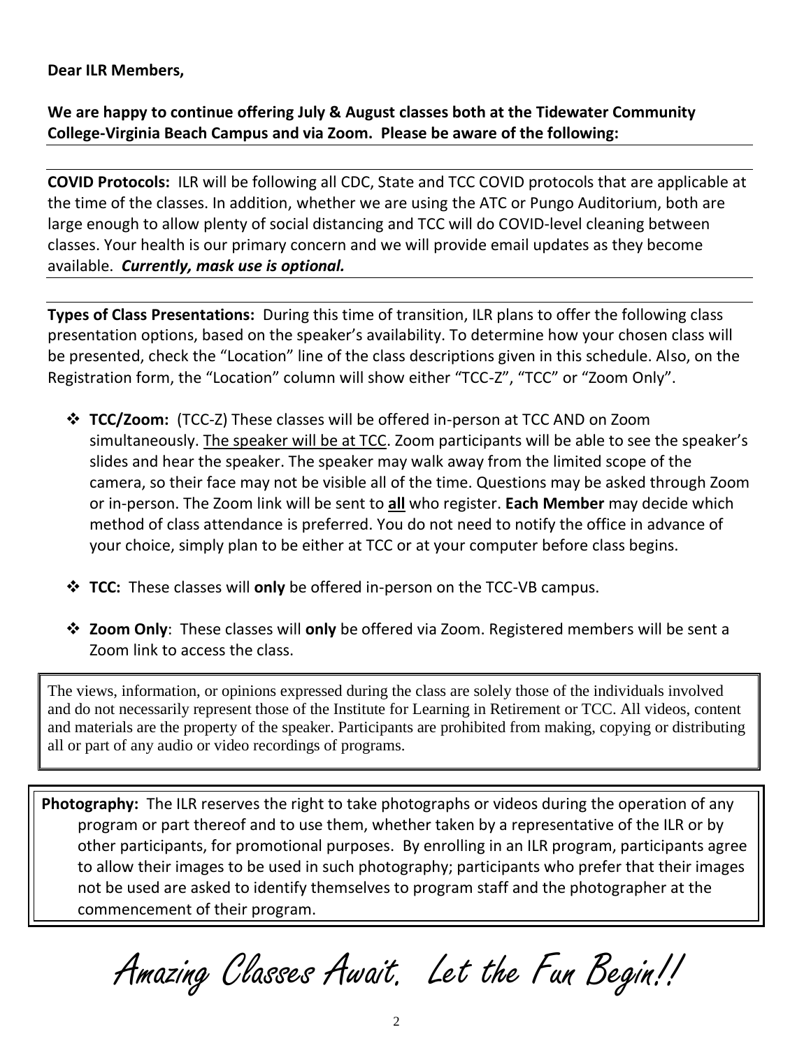**Dear ILR Members,**

**We are happy to continue offering July & August classes both at the Tidewater Community College-Virginia Beach Campus and via Zoom. Please be aware of the following:**

**COVID Protocols:** ILR will be following all CDC, State and TCC COVID protocols that are applicable at the time of the classes. In addition, whether we are using the ATC or Pungo Auditorium, both are large enough to allow plenty of social distancing and TCC will do COVID-level cleaning between classes. Your health is our primary concern and we will provide email updates as they become available. ***Currently, mask use is optional.***

**Types of Class Presentations:** During this time of transition, ILR plans to offer the following class presentation options, based on the speaker's availability. To determine how your chosen class will be presented, check the "Location" line of the class descriptions given in this schedule. Also, on the Registration form, the "Location" column will show either "TCC-Z", "TCC" or "Zoom Only".

- **TCC/Zoom:** (TCC-Z) These classes will be offered in-person at TCC AND on Zoom simultaneously. The speaker will be at TCC. Zoom participants will be able to see the speaker's slides and hear the speaker. The speaker may walk away from the limited scope of the camera, so their face may not be visible all of the time. Questions may be asked through Zoom or in-person. The Zoom link will be sent to **all** who register. **Each Member** may decide which method of class attendance is preferred. You do not need to notify the office in advance of your choice, simply plan to be either at TCC or at your computer before class begins.
- **TCC:** These classes will **only** be offered in-person on the TCC-VB campus.
- **Zoom Only**: These classes will **only** be offered via Zoom. Registered members will be sent a Zoom link to access the class.

The views, information, or opinions expressed during the class are solely those of the individuals involved and do not necessarily represent those of the Institute for Learning in Retirement or TCC. All videos, content and materials are the property of the speaker. Participants are prohibited from making, copying or distributing all or part of any audio or video recordings of programs.

**Photography:** The ILR reserves the right to take photographs or videos during the operation of any program or part thereof and to use them, whether taken by a representative of the ILR or by other participants, for promotional purposes. By enrolling in an ILR program, participants agree to allow their images to be used in such photography; participants who prefer that their images not be used are asked to identify themselves to program staff and the photographer at the commencement of their program.

*Amazing Classes Await. Let the Fun Begin!!*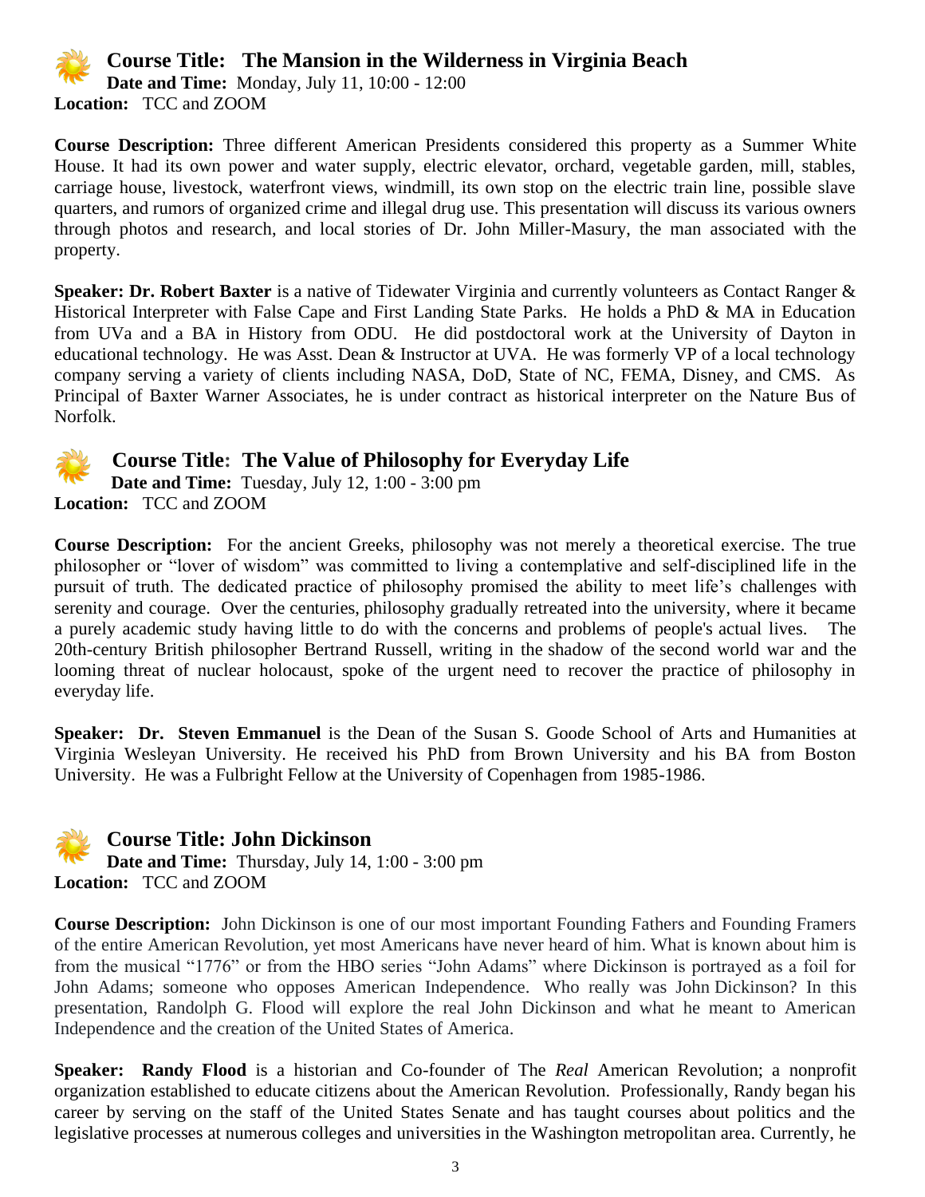## Course Title: The Mansion in the Wilderness in Virginia Beach

**Date and Time:** Monday, July 11, 10:00 - 12:00
**Location:** TCC and ZOOM

**Course Description:** Three different American Presidents considered this property as a Summer White House. It had its own power and water supply, electric elevator, orchard, vegetable garden, mill, stables, carriage house, livestock, waterfront views, windmill, its own stop on the electric train line, possible slave quarters, and rumors of organized crime and illegal drug use. This presentation will discuss its various owners through photos and research, and local stories of Dr. John Miller-Masury, the man associated with the property.

**Speaker: Dr. Robert Baxter** is a native of Tidewater Virginia and currently volunteers as Contact Ranger & Historical Interpreter with False Cape and First Landing State Parks. He holds a PhD & MA in Education from UVa and a BA in History from ODU. He did postdoctoral work at the University of Dayton in educational technology. He was Asst. Dean & Instructor at UVA. He was formerly VP of a local technology company serving a variety of clients including NASA, DoD, State of NC, FEMA, Disney, and CMS. As Principal of Baxter Warner Associates, he is under contract as historical interpreter on the Nature Bus of Norfolk.

## Course Title: The Value of Philosophy for Everyday Life

**Date and Time:** Tuesday, July 12, 1:00 - 3:00 pm
**Location:** TCC and ZOOM

**Course Description:** For the ancient Greeks, philosophy was not merely a theoretical exercise. The true philosopher or "lover of wisdom" was committed to living a contemplative and self-disciplined life in the pursuit of truth. The dedicated practice of philosophy promised the ability to meet life's challenges with serenity and courage. Over the centuries, philosophy gradually retreated into the university, where it became a purely academic study having little to do with the concerns and problems of people's actual lives. The 20th-century British philosopher Bertrand Russell, writing in the shadow of the second world war and the looming threat of nuclear holocaust, spoke of the urgent need to recover the practice of philosophy in everyday life.

**Speaker: Dr. Steven Emmanuel** is the Dean of the Susan S. Goode School of Arts and Humanities at Virginia Wesleyan University. He received his PhD from Brown University and his BA from Boston University. He was a Fulbright Fellow at the University of Copenhagen from 1985-1986.

## Course Title: John Dickinson

**Date and Time:** Thursday, July 14, 1:00 - 3:00 pm
**Location:** TCC and ZOOM

**Course Description:** John Dickinson is one of our most important Founding Fathers and Founding Framers of the entire American Revolution, yet most Americans have never heard of him. What is known about him is from the musical "1776" or from the HBO series "John Adams" where Dickinson is portrayed as a foil for John Adams; someone who opposes American Independence. Who really was John Dickinson? In this presentation, Randolph G. Flood will explore the real John Dickinson and what he meant to American Independence and the creation of the United States of America.

**Speaker: Randy Flood** is a historian and Co-founder of The *Real* American Revolution; a nonprofit organization established to educate citizens about the American Revolution. Professionally, Randy began his career by serving on the staff of the United States Senate and has taught courses about politics and the legislative processes at numerous colleges and universities in the Washington metropolitan area. Currently, he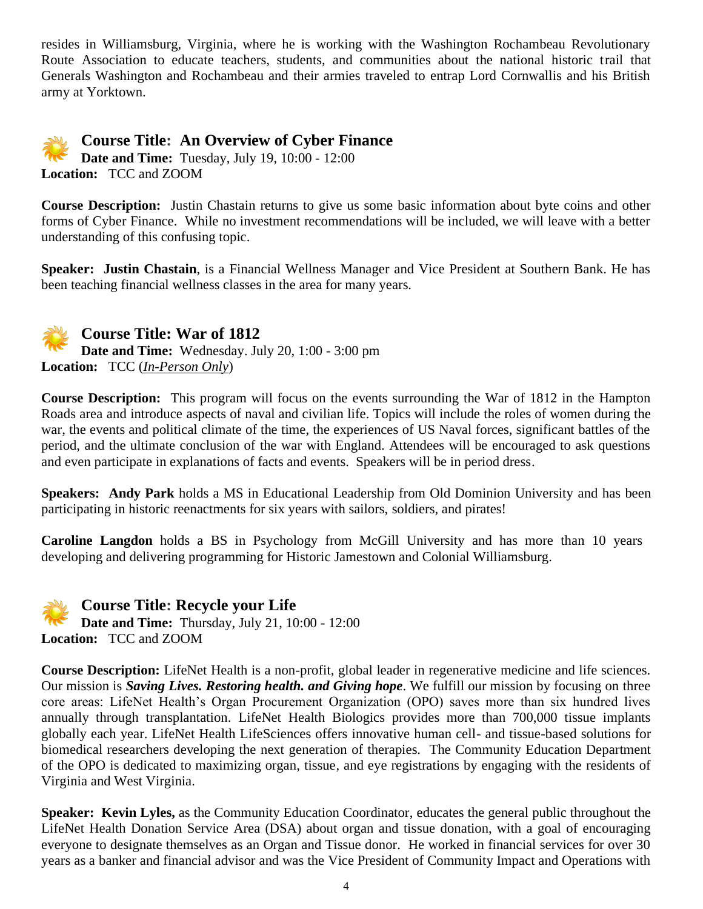resides in Williamsburg, Virginia, where he is working with the Washington Rochambeau Revolutionary Route Association to educate teachers, students, and communities about the national historic trail that Generals Washington and Rochambeau and their armies traveled to entrap Lord Cornwallis and his British army at Yorktown.

## Course Title: An Overview of Cyber Finance

**Date and Time:** Tuesday, July 19, 10:00 - 12:00
**Location:** TCC and ZOOM

**Course Description:** Justin Chastain returns to give us some basic information about byte coins and other forms of Cyber Finance. While no investment recommendations will be included, we will leave with a better understanding of this confusing topic.

**Speaker: Justin Chastain**, is a Financial Wellness Manager and Vice President at Southern Bank. He has been teaching financial wellness classes in the area for many years.

## Course Title: War of 1812

**Date and Time:** Wednesday. July 20, 1:00 - 3:00 pm
**Location:** TCC (*In-Person Only*)

**Course Description:** This program will focus on the events surrounding the War of 1812 in the Hampton Roads area and introduce aspects of naval and civilian life. Topics will include the roles of women during the war, the events and political climate of the time, the experiences of US Naval forces, significant battles of the period, and the ultimate conclusion of the war with England. Attendees will be encouraged to ask questions and even participate in explanations of facts and events. Speakers will be in period dress.

**Speakers: Andy Park** holds a MS in Educational Leadership from Old Dominion University and has been participating in historic reenactments for six years with sailors, soldiers, and pirates!

**Caroline Langdon** holds a BS in Psychology from McGill University and has more than 10 years developing and delivering programming for Historic Jamestown and Colonial Williamsburg.

## Course Title: Recycle your Life

**Date and Time:** Thursday, July 21, 10:00 - 12:00
**Location:** TCC and ZOOM

**Course Description:** LifeNet Health is a non-profit, global leader in regenerative medicine and life sciences. Our mission is ***Saving Lives. Restoring health. and Giving hope***. We fulfill our mission by focusing on three core areas: LifeNet Health's Organ Procurement Organization (OPO) saves more than six hundred lives annually through transplantation. LifeNet Health Biologics provides more than 700,000 tissue implants globally each year. LifeNet Health LifeSciences offers innovative human cell- and tissue-based solutions for biomedical researchers developing the next generation of therapies. The Community Education Department of the OPO is dedicated to maximizing organ, tissue, and eye registrations by engaging with the residents of Virginia and West Virginia.

**Speaker: Kevin Lyles,** as the Community Education Coordinator, educates the general public throughout the LifeNet Health Donation Service Area (DSA) about organ and tissue donation, with a goal of encouraging everyone to designate themselves as an Organ and Tissue donor. He worked in financial services for over 30 years as a banker and financial advisor and was the Vice President of Community Impact and Operations with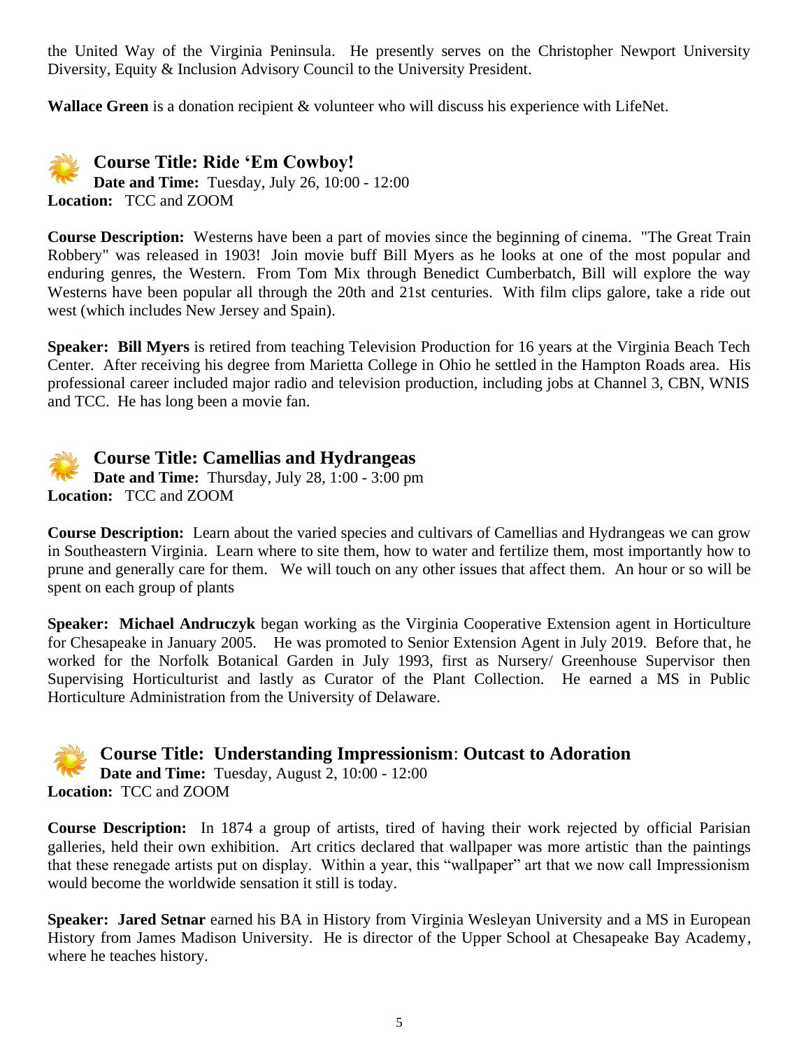the United Way of the Virginia Peninsula. He presently serves on the Christopher Newport University Diversity, Equity & Inclusion Advisory Council to the University President.

**Wallace Green** is a donation recipient & volunteer who will discuss his experience with LifeNet.

## Course Title: Ride 'Em Cowboy!

**Date and Time:** Tuesday, July 26, 10:00 - 12:00
**Location:** TCC and ZOOM

**Course Description:** Westerns have been a part of movies since the beginning of cinema. "The Great Train Robbery" was released in 1903! Join movie buff Bill Myers as he looks at one of the most popular and enduring genres, the Western. From Tom Mix through Benedict Cumberbatch, Bill will explore the way Westerns have been popular all through the 20th and 21st centuries. With film clips galore, take a ride out west (which includes New Jersey and Spain).

**Speaker: Bill Myers** is retired from teaching Television Production for 16 years at the Virginia Beach Tech Center. After receiving his degree from Marietta College in Ohio he settled in the Hampton Roads area. His professional career included major radio and television production, including jobs at Channel 3, CBN, WNIS and TCC. He has long been a movie fan.

## Course Title: Camellias and Hydrangeas

**Date and Time:** Thursday, July 28, 1:00 - 3:00 pm
**Location:** TCC and ZOOM

**Course Description:** Learn about the varied species and cultivars of Camellias and Hydrangeas we can grow in Southeastern Virginia. Learn where to site them, how to water and fertilize them, most importantly how to prune and generally care for them. We will touch on any other issues that affect them. An hour or so will be spent on each group of plants

**Speaker: Michael Andruczyk** began working as the Virginia Cooperative Extension agent in Horticulture for Chesapeake in January 2005. He was promoted to Senior Extension Agent in July 2019. Before that, he worked for the Norfolk Botanical Garden in July 1993, first as Nursery/ Greenhouse Supervisor then Supervising Horticulturist and lastly as Curator of the Plant Collection. He earned a MS in Public Horticulture Administration from the University of Delaware.

## Course Title: Understanding Impressionism: Outcast to Adoration

**Date and Time:** Tuesday, August 2, 10:00 - 12:00
**Location:** TCC and ZOOM

**Course Description:** In 1874 a group of artists, tired of having their work rejected by official Parisian galleries, held their own exhibition. Art critics declared that wallpaper was more artistic than the paintings that these renegade artists put on display. Within a year, this "wallpaper" art that we now call Impressionism would become the worldwide sensation it still is today.

**Speaker: Jared Setnar** earned his BA in History from Virginia Wesleyan University and a MS in European History from James Madison University. He is director of the Upper School at Chesapeake Bay Academy, where he teaches history.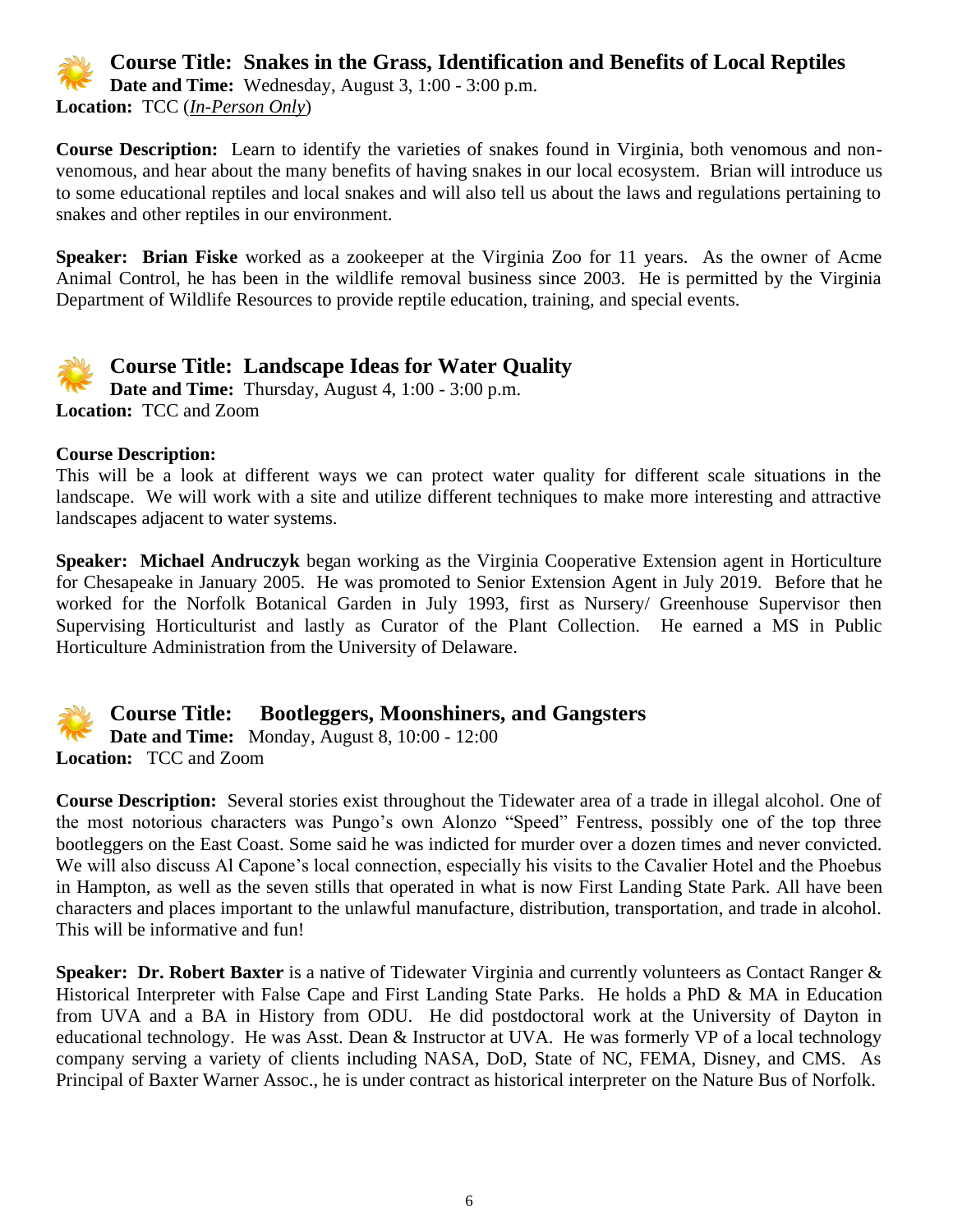## Course Title: Snakes in the Grass, Identification and Benefits of Local Reptiles

**Date and Time:** Wednesday, August 3, 1:00 - 3:00 p.m.
**Location:** TCC (*In-Person Only*)

**Course Description:** Learn to identify the varieties of snakes found in Virginia, both venomous and non-venomous, and hear about the many benefits of having snakes in our local ecosystem. Brian will introduce us to some educational reptiles and local snakes and will also tell us about the laws and regulations pertaining to snakes and other reptiles in our environment.

**Speaker: Brian Fiske** worked as a zookeeper at the Virginia Zoo for 11 years. As the owner of Acme Animal Control, he has been in the wildlife removal business since 2003. He is permitted by the Virginia Department of Wildlife Resources to provide reptile education, training, and special events.

## Course Title: Landscape Ideas for Water Quality

**Date and Time:** Thursday, August 4, 1:00 - 3:00 p.m.
**Location:** TCC and Zoom

**Course Description:**
This will be a look at different ways we can protect water quality for different scale situations in the landscape. We will work with a site and utilize different techniques to make more interesting and attractive landscapes adjacent to water systems.

**Speaker: Michael Andruczyk** began working as the Virginia Cooperative Extension agent in Horticulture for Chesapeake in January 2005. He was promoted to Senior Extension Agent in July 2019. Before that he worked for the Norfolk Botanical Garden in July 1993, first as Nursery/ Greenhouse Supervisor then Supervising Horticulturist and lastly as Curator of the Plant Collection. He earned a MS in Public Horticulture Administration from the University of Delaware.

## Course Title: Bootleggers, Moonshiners, and Gangsters

**Date and Time:** Monday, August 8, 10:00 - 12:00
**Location:** TCC and Zoom

**Course Description:** Several stories exist throughout the Tidewater area of a trade in illegal alcohol. One of the most notorious characters was Pungo's own Alonzo "Speed" Fentress, possibly one of the top three bootleggers on the East Coast. Some said he was indicted for murder over a dozen times and never convicted. We will also discuss Al Capone's local connection, especially his visits to the Cavalier Hotel and the Phoebus in Hampton, as well as the seven stills that operated in what is now First Landing State Park. All have been characters and places important to the unlawful manufacture, distribution, transportation, and trade in alcohol. This will be informative and fun!

**Speaker: Dr. Robert Baxter** is a native of Tidewater Virginia and currently volunteers as Contact Ranger & Historical Interpreter with False Cape and First Landing State Parks. He holds a PhD & MA in Education from UVA and a BA in History from ODU. He did postdoctoral work at the University of Dayton in educational technology. He was Asst. Dean & Instructor at UVA. He was formerly VP of a local technology company serving a variety of clients including NASA, DoD, State of NC, FEMA, Disney, and CMS. As Principal of Baxter Warner Assoc., he is under contract as historical interpreter on the Nature Bus of Norfolk.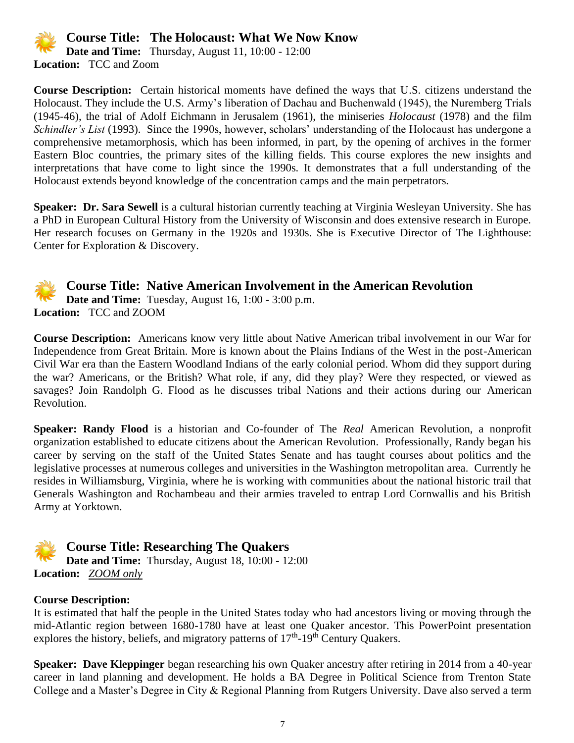## Course Title: The Holocaust: What We Now Know

**Date and Time:** Thursday, August 11, 10:00 - 12:00

**Location:** TCC and Zoom

**Course Description:** Certain historical moments have defined the ways that U.S. citizens understand the Holocaust. They include the U.S. Army's liberation of Dachau and Buchenwald (1945), the Nuremberg Trials (1945-46), the trial of Adolf Eichmann in Jerusalem (1961), the miniseries *Holocaust* (1978) and the film *Schindler's List* (1993). Since the 1990s, however, scholars' understanding of the Holocaust has undergone a comprehensive metamorphosis, which has been informed, in part, by the opening of archives in the former Eastern Bloc countries, the primary sites of the killing fields. This course explores the new insights and interpretations that have come to light since the 1990s. It demonstrates that a full understanding of the Holocaust extends beyond knowledge of the concentration camps and the main perpetrators.

**Speaker: Dr. Sara Sewell** is a cultural historian currently teaching at Virginia Wesleyan University. She has a PhD in European Cultural History from the University of Wisconsin and does extensive research in Europe. Her research focuses on Germany in the 1920s and 1930s. She is Executive Director of The Lighthouse: Center for Exploration & Discovery.

## Course Title: Native American Involvement in the American Revolution

**Date and Time:** Tuesday, August 16, 1:00 - 3:00 p.m.

**Location:** TCC and ZOOM

**Course Description:** Americans know very little about Native American tribal involvement in our War for Independence from Great Britain. More is known about the Plains Indians of the West in the post-American Civil War era than the Eastern Woodland Indians of the early colonial period. Whom did they support during the war? Americans, or the British? What role, if any, did they play? Were they respected, or viewed as savages? Join Randolph G. Flood as he discusses tribal Nations and their actions during our American Revolution.

**Speaker: Randy Flood** is a historian and Co-founder of The *Real* American Revolution, a nonprofit organization established to educate citizens about the American Revolution. Professionally, Randy began his career by serving on the staff of the United States Senate and has taught courses about politics and the legislative processes at numerous colleges and universities in the Washington metropolitan area. Currently he resides in Williamsburg, Virginia, where he is working with communities about the national historic trail that Generals Washington and Rochambeau and their armies traveled to entrap Lord Cornwallis and his British Army at Yorktown.

## Course Title: Researching The Quakers

**Date and Time:** Thursday, August 18, 10:00 - 12:00

**Location:** *ZOOM only*

**Course Description:**
It is estimated that half the people in the United States today who had ancestors living or moving through the mid-Atlantic region between 1680-1780 have at least one Quaker ancestor. This PowerPoint presentation explores the history, beliefs, and migratory patterns of 17th-19th Century Quakers.

**Speaker: Dave Kleppinger** began researching his own Quaker ancestry after retiring in 2014 from a 40-year career in land planning and development. He holds a BA Degree in Political Science from Trenton State College and a Master's Degree in City & Regional Planning from Rutgers University. Dave also served a term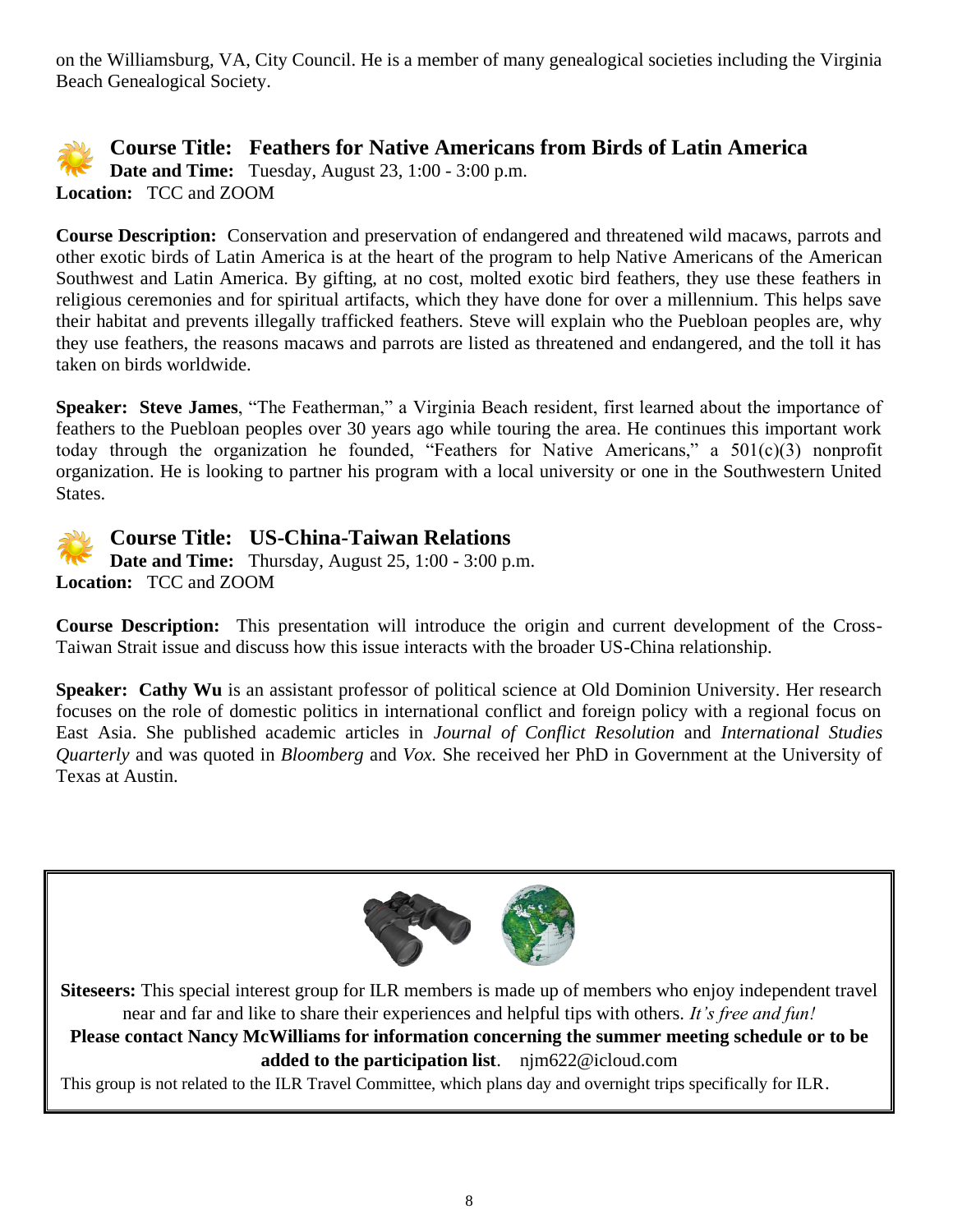on the Williamsburg, VA, City Council. He is a member of many genealogical societies including the Virginia Beach Genealogical Society.

## Course Title: Feathers for Native Americans from Birds of Latin America

**Date and Time:** Tuesday, August 23, 1:00 - 3:00 p.m.
**Location:** TCC and ZOOM

**Course Description:** Conservation and preservation of endangered and threatened wild macaws, parrots and other exotic birds of Latin America is at the heart of the program to help Native Americans of the American Southwest and Latin America. By gifting, at no cost, molted exotic bird feathers, they use these feathers in religious ceremonies and for spiritual artifacts, which they have done for over a millennium. This helps save their habitat and prevents illegally trafficked feathers. Steve will explain who the Puebloan peoples are, why they use feathers, the reasons macaws and parrots are listed as threatened and endangered, and the toll it has taken on birds worldwide.

**Speaker: Steve James**, "The Featherman," a Virginia Beach resident, first learned about the importance of feathers to the Puebloan peoples over 30 years ago while touring the area. He continues this important work today through the organization he founded, "Feathers for Native Americans," a 501(c)(3) nonprofit organization. He is looking to partner his program with a local university or one in the Southwestern United States.

## Course Title: US-China-Taiwan Relations

**Date and Time:** Thursday, August 25, 1:00 - 3:00 p.m.
**Location:** TCC and ZOOM

**Course Description:** This presentation will introduce the origin and current development of the Cross-Taiwan Strait issue and discuss how this issue interacts with the broader US-China relationship.

**Speaker: Cathy Wu** is an assistant professor of political science at Old Dominion University. Her research focuses on the role of domestic politics in international conflict and foreign policy with a regional focus on East Asia. She published academic articles in *Journal of Conflict Resolution* and *International Studies Quarterly* and was quoted in *Bloomberg* and *Vox.* She received her PhD in Government at the University of Texas at Austin.

---

**Siteseers:** This special interest group for ILR members is made up of members who enjoy independent travel near and far and like to share their experiences and helpful tips with others. *It's free and fun!*

**Please contact Nancy McWilliams for information concerning the summer meeting schedule or to be added to the participation list**. njm622@icloud.com

This group is not related to the ILR Travel Committee, which plans day and overnight trips specifically for ILR.